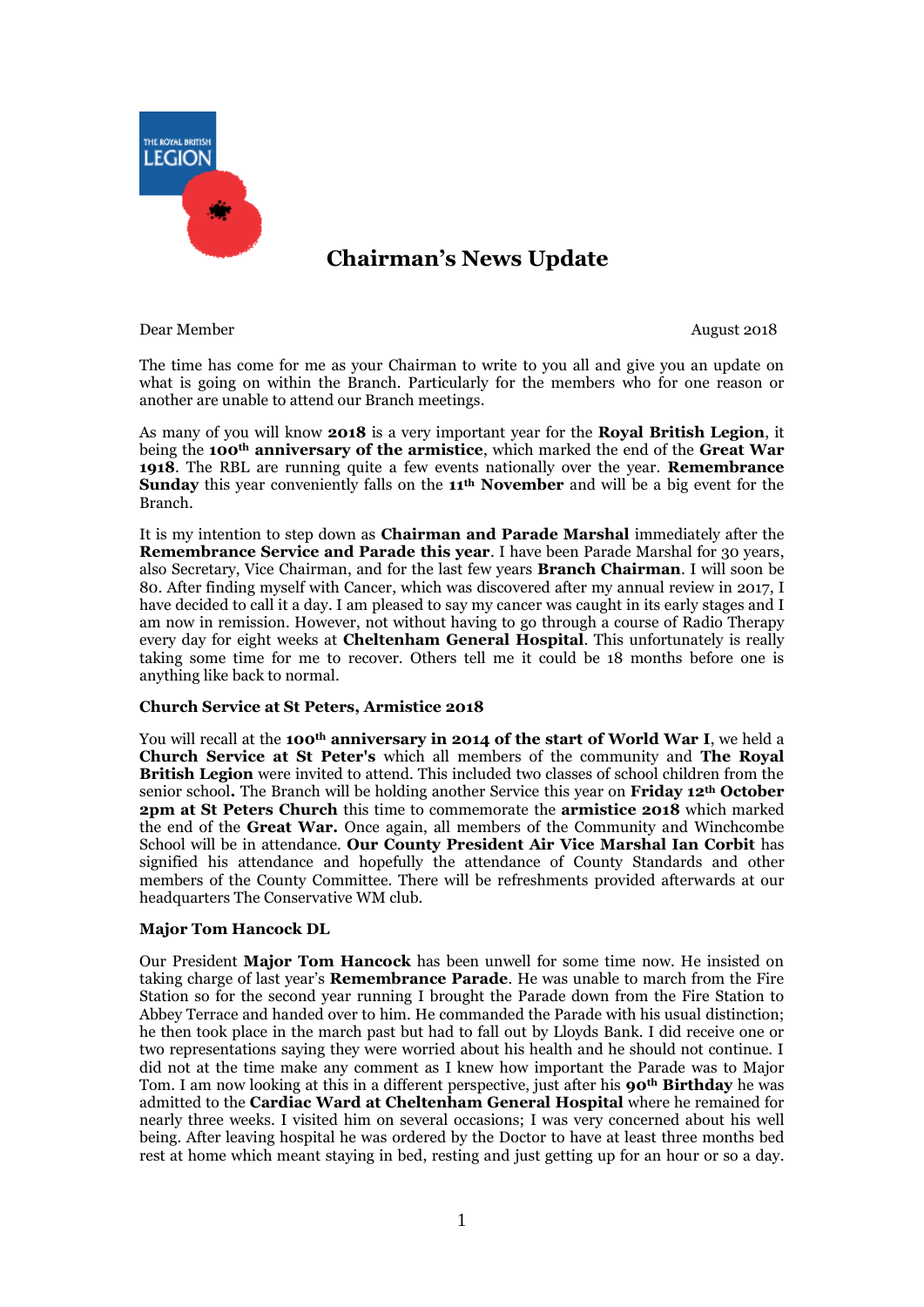# Chairman's News Update

Dear Member August 2018

The time has come for me as your Chairman to write to you all and give you an update on what is going on within the Branch. Particularly for the members who for one reason or another are unable to attend our Branch meetings.

As many of you will know **2018** is a very important year for the **Royal British Legion**, it being the **100th anniversary of the armistice**, which marked the end of the **Great War 1918**. The RBL are running quite a few events nationally over the year. **Remembrance Sunday** this year conveniently falls on the **11th November** and will be a big event for the Branch.

It is my intention to step down as **Chairman and Parade Marshal** immediately after the **Remembrance Service and Parade this year**. I have been Parade Marshal for 30 years, also Secretary, Vice Chairman, and for the last few years **Branch Chairman**. I will soon be 80. After finding myself with Cancer, which was discovered after my annual review in 2017, I have decided to call it a day. I am pleased to say my cancer was caught in its early stages and I am now in remission. However, not without having to go through a course of Radio Therapy every day for eight weeks at **Cheltenham General Hospital**. This unfortunately is really taking some time for me to recover. Others tell me it could be 18 months before one is anything like back to normal.

**Church Service at St Peters, Armistice 2018**

You will recall at the **100th anniversary in 2014 of the start of World War I**, we held a **Church Service at St Peter's** which all members of the community and **The Royal British Legion** were invited to attend. This included two classes of school children from the senior school**.** The Branch will be holding another Service this year on **Friday 12th October 2pm at St Peters Church** this time to commemorate the **armistice 2018** which marked the end of the **Great War.** Once again, all members of the Community and Winchcombe School will be in attendance. **Our County President Air Vice Marshal Ian Corbit** has signified his attendance and hopefully the attendance of County Standards and other members of the County Committee. There will be refreshments provided afterwards at our headquarters The Conservative WM club.

**Major Tom Hancock DL**

Our President **Major Tom Hancock** has been unwell for some time now. He insisted on taking charge of last year's **Remembrance Parade**. He was unable to march from the Fire Station so for the second year running I brought the Parade down from the Fire Station to Abbey Terrace and handed over to him. He commanded the Parade with his usual distinction; he then took place in the march past but had to fall out by Lloyds Bank. I did receive one or two representations saying they were worried about his health and he should not continue. I did not at the time make any comment as I knew how important the Parade was to Major Tom. I am now looking at this in a different perspective, just after his **90th Birthday** he was admitted to the **Cardiac Ward at Cheltenham General Hospital** where he remained for nearly three weeks. I visited him on several occasions; I was very concerned about his well being. After leaving hospital he was ordered by the Doctor to have at least three months bed rest at home which meant staying in bed, resting and just getting up for an hour or so a day.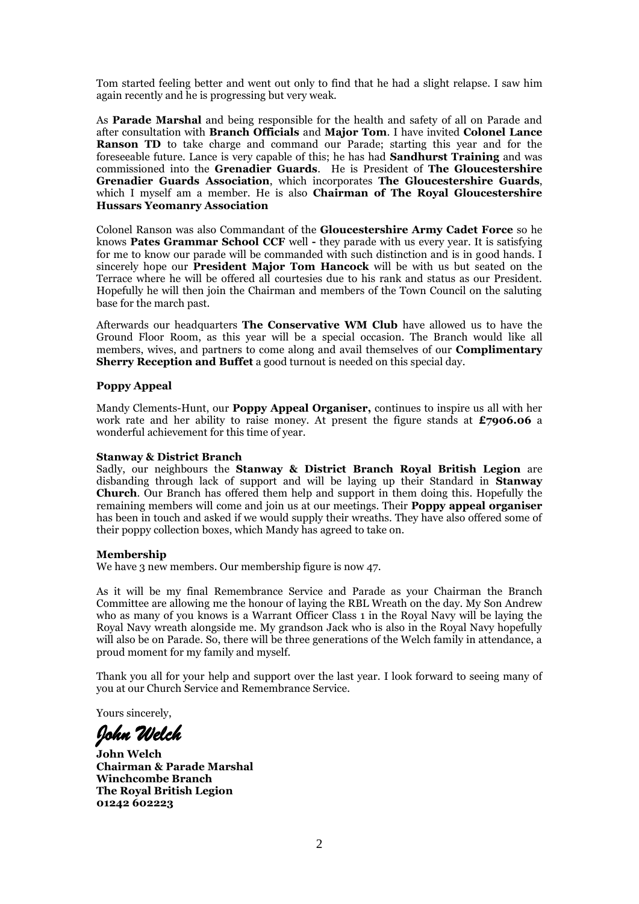Tom started feeling better and went out only to find that he had a slight relapse. I saw him again recently and he is progressing but very weak.

As **Parade Marshal** and being responsible for the health and safety of all on Parade and after consultation with **Branch Officials** and **Major Tom**. I have invited **Colonel Lance Ranson TD** to take charge and command our Parade; starting this year and for the foreseeable future. Lance is very capable of this; he has had **Sandhurst Training** and was commissioned into the **Grenadier Guards**. He is President of **The Gloucestershire Grenadier Guards Association**, which incorporates **The Gloucestershire Guards**, which I myself am a member. He is also **Chairman of The Royal Gloucestershire Hussars Yeomanry Association**

Colonel Ranson was also Commandant of the **Gloucestershire Army Cadet Force** so he knows **Pates Grammar School CCF** well **-** they parade with us every year. It is satisfying for me to know our parade will be commanded with such distinction and is in good hands. I sincerely hope our **President Major Tom Hancock** will be with us but seated on the Terrace where he will be offered all courtesies due to his rank and status as our President. Hopefully he will then join the Chairman and members of the Town Council on the saluting base for the march past.

Afterwards our headquarters **The Conservative WM Club** have allowed us to have the Ground Floor Room, as this year will be a special occasion. The Branch would like all members, wives, and partners to come along and avail themselves of our **Complimentary Sherry Reception and Buffet** a good turnout is needed on this special day.

**Poppy Appeal**

Mandy Clements-Hunt, our **Poppy Appeal Organiser,** continues to inspire us all with her work rate and her ability to raise money. At present the figure stands at **£7906.06** a wonderful achievement for this time of year.

**Stanway & District Branch**

Sadly, our neighbours the **Stanway & District Branch Royal British Legion** are disbanding through lack of support and will be laying up their Standard in **Stanway Church**. Our Branch has offered them help and support in them doing this. Hopefully the remaining members will come and join us at our meetings. Their **Poppy appeal organiser** has been in touch and asked if we would supply their wreaths. They have also offered some of their poppy collection boxes, which Mandy has agreed to take on.

**Membership**

We have 3 new members. Our membership figure is now 47.

As it will be my final Remembrance Service and Parade as your Chairman the Branch Committee are allowing me the honour of laying the RBL Wreath on the day. My Son Andrew who as many of you knows is a Warrant Officer Class 1 in the Royal Navy will be laying the Royal Navy wreath alongside me. My grandson Jack who is also in the Royal Navy hopefully will also be on Parade. So, there will be three generations of the Welch family in attendance, a proud moment for my family and myself.

Thank you all for your help and support over the last year. I look forward to seeing many of you at our Church Service and Remembrance Service.

Yours sincerely,

*John Welch*

**John Welch**
**Chairman & Parade Marshal**
**Winchcombe Branch**
**The Royal British Legion**
**01242 602223**